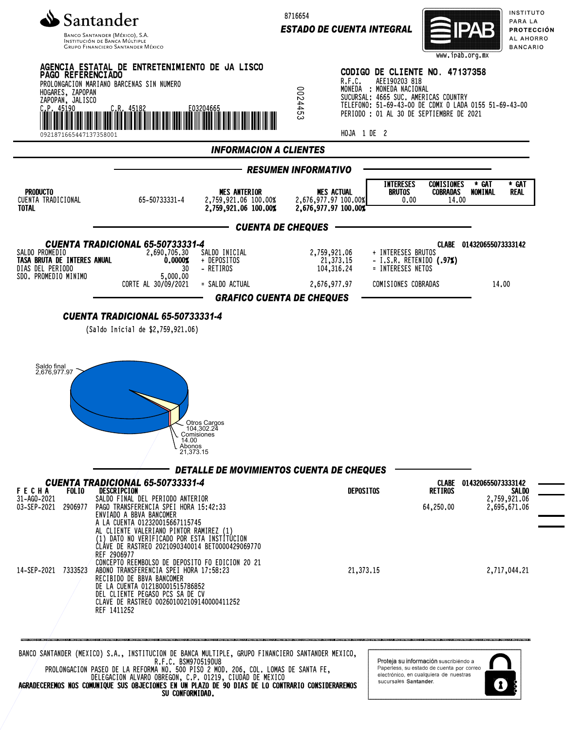**Santander**
BANCO SANTANDER (MÉXICO), S.A.
INSTITUCIÓN DE BANCA MÚLTIPLE
GRUPO FINANCIERO SANTANDER MÉXICO

8716654
**ESTADO DE CUENTA INTEGRAL**

IPAB — INSTITUTO PARA LA PROTECCIÓN AL AHORRO BANCARIO
www.ipab.org.mx

**AGENCIA ESTATAL DE ENTRETENIMIENTO DE JA LISCO**
**PAGO REFERENCIADO**
PROLONGACION MARIANO BARCENAS SIN NUMERO
HOGARES, ZAPOPAN
ZAPOPAN, JALISCO
C.P. 45190 C.R. 45182 E03204665
09218716654471373580​01

0024453

**CODIGO DE CLIENTE NO. 47137358**
R.F.C. AEE190203 818
MONEDA : MONEDA NACIONAL
SUCURSAL: 4665 SUC. AMERICAS COUNTRY
TELEFONO: 51-69-43-00 DE CDMX O LADA 0155 51-69-43-00
PERIODO : 01 AL 30 DE SEPTIEMBRE DE 2021

HOJA 1 DE 2

## INFORMACION A CLIENTES

### RESUMEN INFORMATIVO

| PRODUCTO | | MES ANTERIOR | MES ACTUAL | INTERESES BRUTOS | COMISIONES COBRADAS | * GAT NOMINAL | * GAT REAL |
|---|---|---|---|---|---|---|---|
| CUENTA TRADICIONAL | 65-50733331-4 | 2,759,921.06 100.00% | 2,676,977.97 100.00% | 0.00 | 14.00 | | |
| **TOTAL** | | **2,759,921.06 100.00%** | **2,676,977.97 100.00%** | | | | |

### CUENTA DE CHEQUES

**CUENTA TRADICIONAL 65-50733331-4** — CLABE 014320655073333142

| | | | | | |
|---|---|---|---|---|---|
| SALDO PROMEDIO | 2,690,705.30 | SALDO INICIAL | 2,759,921.06 | + INTERESES BRUTOS | |
| **TASA BRUTA DE INTERES ANUAL** | **0.0000%** | + DEPOSITOS | 21,373.15 | - I.S.R. RETENIDO **(.97%)** | |
| DIAS DEL PERIODO | 30 | - RETIROS | 104,316.24 | = INTERESES NETOS | |
| SDO. PROMEDIO MINIMO | 5,000.00 | | | | |
| | CORTE AL 30/09/2021 | = SALDO ACTUAL | 2,676,977.97 | COMISIONES COBRADAS | 14.00 |

### GRAFICO CUENTA DE CHEQUES

**CUENTA TRADICIONAL 65-50733331-4**

(Saldo Inicial de $2,759,921.06)

Saldo final 2,676,977.97
Otros Cargos 104,302.24
Comisiones 14.00
Abonos 21,373.15

### DETALLE DE MOVIMIENTOS CUENTA DE CHEQUES

**CUENTA TRADICIONAL 65-50733331-4** — CLABE 014320655073333142

| FECHA | FOLIO | DESCRIPCION | DEPOSITOS | RETIROS | SALDO |
|---|---|---|---|---|---|
| 31-AGO-2021 | | SALDO FINAL DEL PERIODO ANTERIOR | | | 2,759,921.06 |
| 03-SEP-2021 | 2906977 | PAGO TRANSFERENCIA SPEI HORA 15:42:33 ENVIADO A BBVA BANCOMER A LA CUENTA 012320015667115745 AL CLIENTE VALERIANO PINTOR RAMIREZ (1) (1) DATO NO VERIFICADO POR ESTA INSTITUCION CLAVE DE RASTREO 2021090340014 BET0000429069770 REF 2906977 CONCEPTO REEMBOLSO DE DEPOSITO FO EDICION 20 21 | | 64,250.00 | 2,695,671.06 |
| 14-SEP-2021 | 7333523 | ABONO TRANSFERENCIA SPEI HORA 17:58:23 RECIBIDO DE BBVA BANCOMER DE LA CUENTA 012180001515786852 DEL CLIENTE PEGASO PCS SA DE CV CLAVE DE RASTREO 002601002109140000411252 REF 1411252 | 21,373.15 | | 2,717,044.21 |

BANCO SANTANDER (MEXICO) S.A., INSTITUCION DE BANCA MULTIPLE, GRUPO FINANCIERO SANTANDER MEXICO,
R.F.C. BSM970519DU8
PROLONGACION PASEO DE LA REFORMA NO. 500 PISO 2 MOD. 206, COL. LOMAS DE SANTA FE,
DELEGACION ALVARO OBREGON, C.P. 01219, CIUDAD DE MEXICO
**AGRADECEREMOS NOS COMUNIQUE SUS OBJECIONES EN UN PLAZO DE 90 DIAS DE LO CONTRARIO CONSIDERAREMOS SU CONFORMIDAD.**

Proteja su información suscribiéndo a Paperless, su estado de cuenta por correo electrónico, en cualquiera de nuestras sucursales Santander.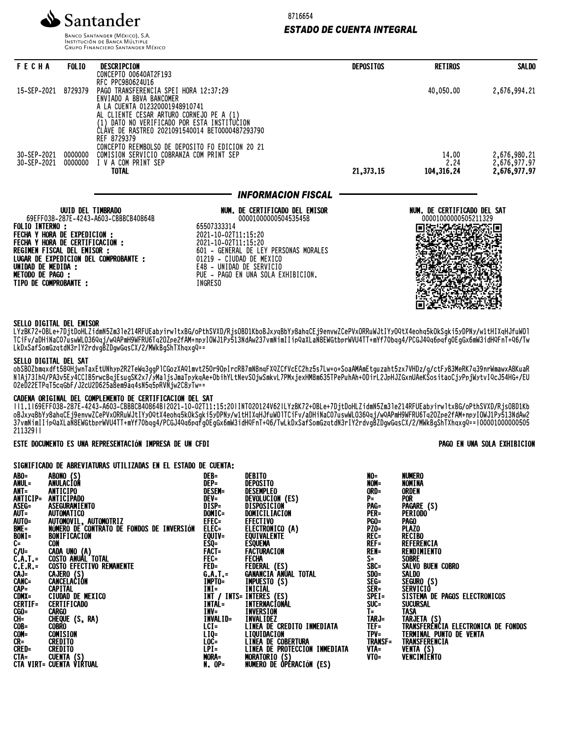Santander

Banco Santander (México), S.A.
Institución de Banca Múltiple
Grupo Financiero Santander México

8716654

***ESTADO DE CUENTA INTEGRAL***

| FECHA | FOLIO | DESCRIPCION | DEPOSITOS | RETIROS | SALDO |
|---|---|---|---|---|---|
| | | CONCEPTO 00640AT2F193<br>RFC PPC980624U16 | | | |
| 15-SEP-2021 | 8729379 | PAGO TRANSFERENCIA SPEI HORA 12:37:29<br>ENVIADO A BBVA BANCOMER<br>A LA CUENTA 012320001948910741<br>AL CLIENTE CESAR ARTURO CORNEJO PE A (1)<br>(1) DATO NO VERIFICADO POR ESTA INSTITUCION<br>CLAVE DE RASTREO 2021091540014 BET0000487293790<br>REF 8729379<br>CONCEPTO REEMBOLSO DE DEPOSITO FO EDICION 20 21 | | 40,050.00 | 2,676,994.21 |
| 30-SEP-2021 | 0000000 | COMISION SERVICIO COBRANZA COM PRINT SEP | | 14.00 | 2,676,980.21 |
| 30-SEP-2021 | 0000000 | I V A COM PRINT SEP | | 2.24 | 2,676,977.97 |
| | | **TOTAL** | **21,373.15** | **104,316.24** | **2,676,977.97** |

## *INFORMACION FISCAL*

| UUID DEL TIMBRADO | NUM. DE CERTIFICADO DEL EMISOR | NUM. DE CERTIFICADO DEL SAT |
|---|---|---|
| 69EFF038-287E-4243-A603-CBBBCB40864B | 00001000000504535458 | 00001000000505211329 |

**FOLIO INTERNO :** 65507333314
**FECHA Y HORA DE EXPEDICION :** 2021-10-02T11:15:20
**FECHA Y HORA DE CERTIFICACION :** 2021-10-02T11:15:20
**REGIMEN FISCAL DEL EMISOR :** 601 - GENERAL DE LEY PERSONAS MORALES
**LUGAR DE EXPEDICION DEL COMPROBANTE :** 01219 - CIUDAD DE MEXICO
**UNIDAD DE MEDIDA :** E48 - UNIDAD DE SERVICIO
**METODO DE PAGO :** PUE - PAGO EN UNA SOLA EXHIBICION.
**TIPO DE COMPROBANTE :** INGRESO

**SELLO DIGITAL DEL EMISOR**

LYzBK72+OBLe+7DjtDoHLZidmN5Zm3le214RFUEabyirwltxBG/oPthSVXD/RjsOBD1KboBJxyqBbYy8ahqCEj9envwZCePVxORRuWJtIYyOQtX4eohq5kOkSgki5yDPNy/w1tHIXqHJfuWO1TCiFv/aDHiNaCO7uswWLO36Qqj/wQAPmH9WFRU6Tq2OZpe2fAM+npyIOWJ1Py513NdAw237vmNimIIipQaXLaN8EWGtbprWVU4TT+mYf7Obqg4/PCGJ4Qq6pqfgOEgGx6mW3idHQFnT+Q6/TwLkDxSafSomGzqtdN3rIY2rdvgBZDgwGqsCX/2/MWkBgShTXhqxgQ==

**SELLO DIGITAL DEL SAT**

obSBOZbmqxdft58QHjwnTaxEtUNhyp2R2TeWq3ggPlCGozXAQ1mvt25Or9OpIrcRB7mN8nqFXQZCfVcEC2hz5s7Lw+o+SoaAMAmEtguzaht5zx7VHDz/g/ctFyB3MeRK7q39nrWmawxA8KuaRN1Aj73IhQ/PA3v5Ey4CCIB5rwcBqjEsugSK2x7/yMaljsJmaTpykqAe+ObihYLtNevSOjwSmkvL7PMxjexHM8m635TPePuhAh+ODirL2JpHJZGxnUAeKSositaoCjyPpjWytvIQcJ54HG+/EUO2eD22ETPqT5cqGbF/J2cU2D625a8em9aq4sN5q5pRVNjw2C8yTw==

**CADENA ORIGINAL DEL COMPLEMENTO DE CERTIFICACION DEL SAT**

||1.1|69EFF038-287E-4243-A603-CBBBCB40864B|2021-10-02T11:15:20|INT020124V62|LYzBK72+OBLe+7DjtDoHLZidmN5Zm3le214RFUEabyirwltxBG/oPthSVXD/RjsOBD1KboBJxyqBbYy8ahqCEj9envwZCePVxORRuWJtIYyOQtX4eohq5kOkSgki5yDPNy/w1tHIXqHJfuWO1TCiFv/aDHiNaCO7uswWLO36Qqj/wQAPmH9WFRU6Tq2OZpe2fAM+npyIOWJ1Py513NdAw237vmNimIIipQaXLaN8EWGtbprWVU4TT+mYf7Obqg4/PCGJ4Qq6pqfgOEgGx6mW3idHQFnT+Q6/TwLkDxSafSomGzqtdN3rIY2rdvgBZDgwGqsCX/2/MWkBgShTXhqxgQ==|00001000000505211329||

**ESTE DOCUMENTO ES UNA REPRESENTACIÓN IMPRESA DE UN CFDI** — **PAGO EN UNA SOLA EXHIBICION**

**SIGNIFICADO DE ABREVIATURAS UTILIZADAS EN EL ESTADO DE CUENTA:**

| Abrev. | Significado | Abrev. | Significado | Abrev. | Significado |
|---|---|---|---|---|---|
| ABO= | ABONO (S) | DEB= | DEBITO | NO= | NUMERO |
| ANUL= | ANULACION | DEP= | DEPOSITO | NOM= | NOMINA |
| ANT= | ANTICIPO | DESEM= | DESEMPLEO | ORD= | ORDEN |
| ANTICIP= | ANTICIPADO | DEV= | DEVOLUCION (ES) | P= | POR |
| ASEG= | ASEGURAMIENTO | DISP= | DISPOSICION | PAG= | PAGARE (S) |
| AUT= | AUTOMATICO | DOMIC= | DOMICILIACION | PER= | PERIODO |
| AUTO= | AUTOMOVIL, AUTOMOTRIZ | EFEC= | EFECTIVO | PGO= | PAGO |
| BME= | NÚMERO DE CONTRATO DE FONDOS DE INVERSIÓN | ELEC= | ELECTRONICO (A) | PZO= | PLAZO |
| BONI= | BONIFICACION | EQUIV= | EQUIVALENTE | REC= | RECIBO |
| C= | CON | ESQ= | ESQUEMA | REF= | REFERENCIA |
| C/U= | CADA UNO (A) | FACT= | FACTURACION | REN= | RENDIMIENTO |
| C.A.T.= | COSTO ANUAL TOTAL | FEC= | FECHA | S= | SOBRE |
| C.E.R.= | COSTO EFECTIVO REMANENTE | FED= | FEDERAL (ES) | SBC= | SALVO BUEN COBRO |
| CAJ= | CAJERO (S) | G.A.T.= | GANANCIA ANUAL TOTAL | SDO= | SALDO |
| CANC= | CANCELACION | IMPTO= | IMPUESTO (S) | SEG= | SEGURO (S) |
| CAP= | CAPITAL | INI= | INICIAL | SER= | SERVICIO |
| CDMX= | CIUDAD DE MEXICO | INT / INTS= | INTERES (ES) | SPEI= | SISTEMA DE PAGOS ELECTRONICOS |
| CERTIF= | CERTIFICADO | INTAL= | INTERNACIONAL | SUC= | SUCURSAL |
| CGO= | CARGO | INV= | INVERSION | T= | TASA |
| CH= | CHEQUE (S, RA) | INVALID= | INVALIDEZ | TARJ= | TARJETA (S) |
| COB= | COBRO | LCI= | LINEA DE CREDITO INMEDIATA | TEF= | TRANSFERENCIA ELECTRONICA DE FONDOS |
| COM= | COMISION | LIQ= | LIQUIDACION | TPV= | TERMINAL PUNTO DE VENTA |
| CR= | CREDITO | LOC= | LINEA DE COBERTURA | TRANSF= | TRANSFERENCIA |
| CRED= | CREDITO | LPI= | LINEA DE PROTECCION INMEDIATA | VTA= | VENTA (S) |
| CTA= | CUENTA (S) | MORA= | MORATORIO (S) | VTO= | VENCIMIENTO |
| CTA VIRT= | CUENTA VIRTUAL | N. OP= | NUMERO DE OPERACIÓN (ES) | | |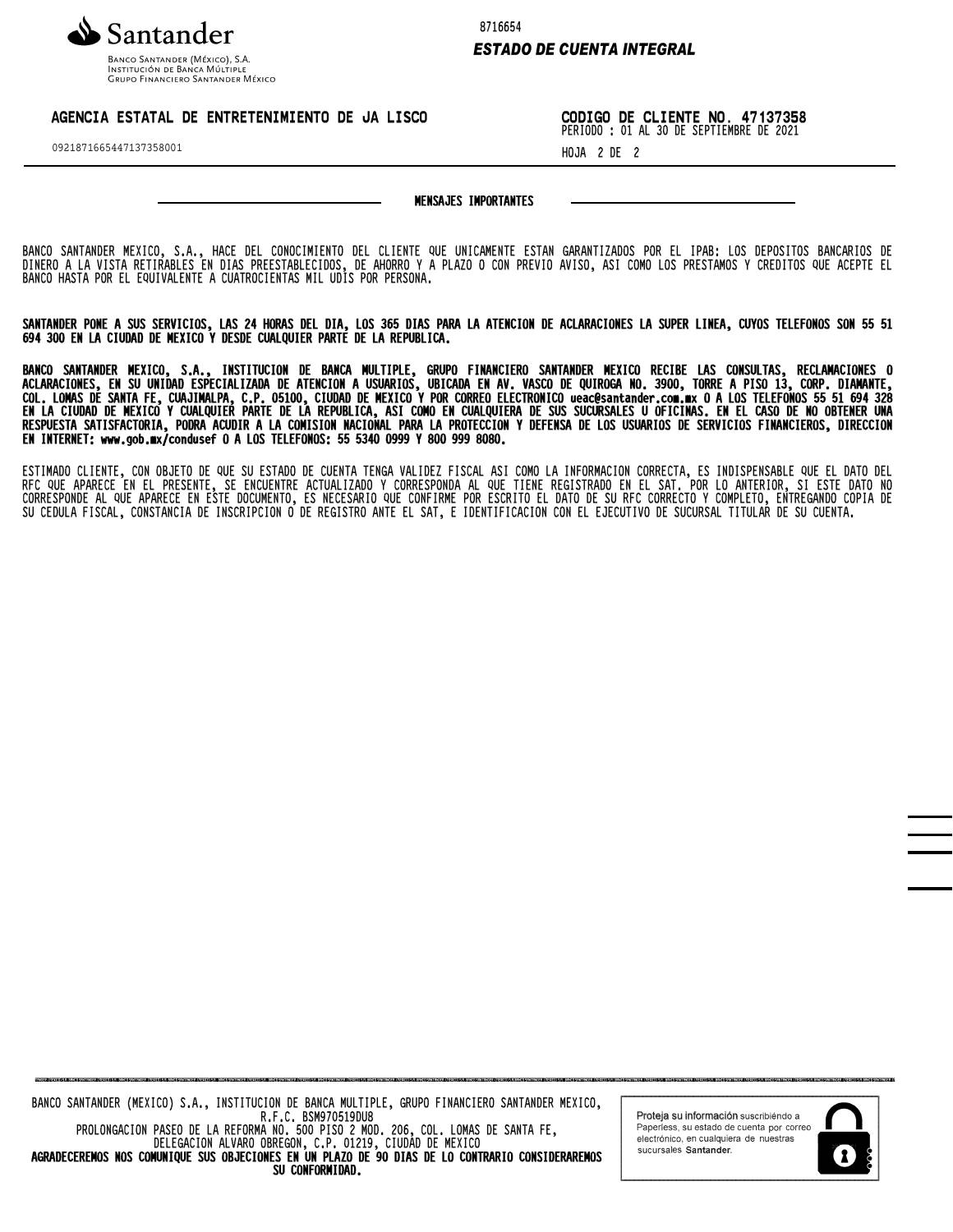Santander

Banco Santander (México), S.A.
Institución de Banca Múltiple
Grupo Financiero Santander México

8716654

***ESTADO DE CUENTA INTEGRAL***

**AGENCIA ESTATAL DE ENTRETENIMIENTO DE JA LISCO**

0921871665447137358001

**CODIGO DE CLIENTE NO. 47137358**
PERIODO : 01 AL 30 DE SEPTIEMBRE DE 2021

HOJA 2 DE 2

## MENSAJES IMPORTANTES

BANCO SANTANDER MEXICO, S.A., HACE DEL CONOCIMIENTO DEL CLIENTE QUE UNICAMENTE ESTAN GARANTIZADOS POR EL IPAB: LOS DEPOSITOS BANCARIOS DE DINERO A LA VISTA RETIRABLES EN DIAS PREESTABLECIDOS, DE AHORRO Y A PLAZO O CON PREVIO AVISO, ASI COMO LOS PRESTAMOS Y CREDITOS QUE ACEPTE EL BANCO HASTA POR EL EQUIVALENTE A CUATROCIENTAS MIL UDIS POR PERSONA.

**SANTANDER PONE A SUS SERVICIOS, LAS 24 HORAS DEL DIA, LOS 365 DIAS PARA LA ATENCION DE ACLARACIONES LA SUPER LINEA, CUYOS TELEFONOS SON 55 51 694 300 EN LA CIUDAD DE MEXICO Y DESDE CUALQUIER PARTE DE LA REPUBLICA.**

**BANCO SANTANDER MEXICO, S.A., INSTITUCION DE BANCA MULTIPLE, GRUPO FINANCIERO SANTANDER MEXICO RECIBE LAS CONSULTAS, RECLAMACIONES O ACLARACIONES, EN SU UNIDAD ESPECIALIZADA DE ATENCION A USUARIOS, UBICADA EN AV. VASCO DE QUIROGA NO. 3900, TORRE A PISO 13, CORP. DIAMANTE, COL. LOMAS DE SANTA FE, CUAJIMALPA, C.P. 05100, CIUDAD DE MEXICO Y POR CORREO ELECTRONICO ueac@santander.com.mx O A LOS TELEFONOS 55 51 694 328 EN LA CIUDAD DE MEXICO Y CUALQUIER PARTE DE LA REPUBLICA, ASI COMO EN CUALQUIERA DE SUS SUCURSALES U OFICINAS. EN EL CASO DE NO OBTENER UNA RESPUESTA SATISFACTORIA, PODRA ACUDIR A LA COMISION NACIONAL PARA LA PROTECCION Y DEFENSA DE LOS USUARIOS DE SERVICIOS FINANCIEROS, DIRECCION EN INTERNET: www.gob.mx/condusef O A LOS TELEFONOS: 55 5340 0999 Y 800 999 8080.**

ESTIMADO CLIENTE, CON OBJETO DE QUE SU ESTADO DE CUENTA TENGA VALIDEZ FISCAL ASI COMO LA INFORMACION CORRECTA, ES INDISPENSABLE QUE EL DATO DEL RFC QUE APARECE EN EL PRESENTE, SE ENCUENTRE ACTUALIZADO Y CORRESPONDA AL QUE TIENE REGISTRADO EN EL SAT. POR LO ANTERIOR, SI ESTE DATO NO CORRESPONDE AL QUE APARECE EN ESTE DOCUMENTO, ES NECESARIO QUE CONFIRME POR ESCRITO EL DATO DE SU RFC CORRECTO Y COMPLETO, ENTREGANDO COPIA DE SU CEDULA FISCAL, CONSTANCIA DE INSCRIPCION O DE REGISTRO ANTE EL SAT, E IDENTIFICACION CON EL EJECUTIVO DE SUCURSAL TITULAR DE SU CUENTA.

BANCO SANTANDER (MEXICO) S.A., INSTITUCION DE BANCA MULTIPLE, GRUPO FINANCIERO SANTANDER MEXICO,
R.F.C. BSM970519DU8
PROLONGACION PASEO DE LA REFORMA NO. 500 PISO 2 MOD. 206, COL. LOMAS DE SANTA FE,
DELEGACION ALVARO OBREGON, C.P. 01219, CIUDAD DE MEXICO
**AGRADECEREMOS NOS COMUNIQUE SUS OBJECIONES EN UN PLAZO DE 90 DIAS DE LO CONTRARIO CONSIDERAREMOS SU CONFORMIDAD.**

Proteja su información suscribiéndo a Paperless, su estado de cuenta por correo electrónico, en cualquiera de nuestras sucursales **Santander**.